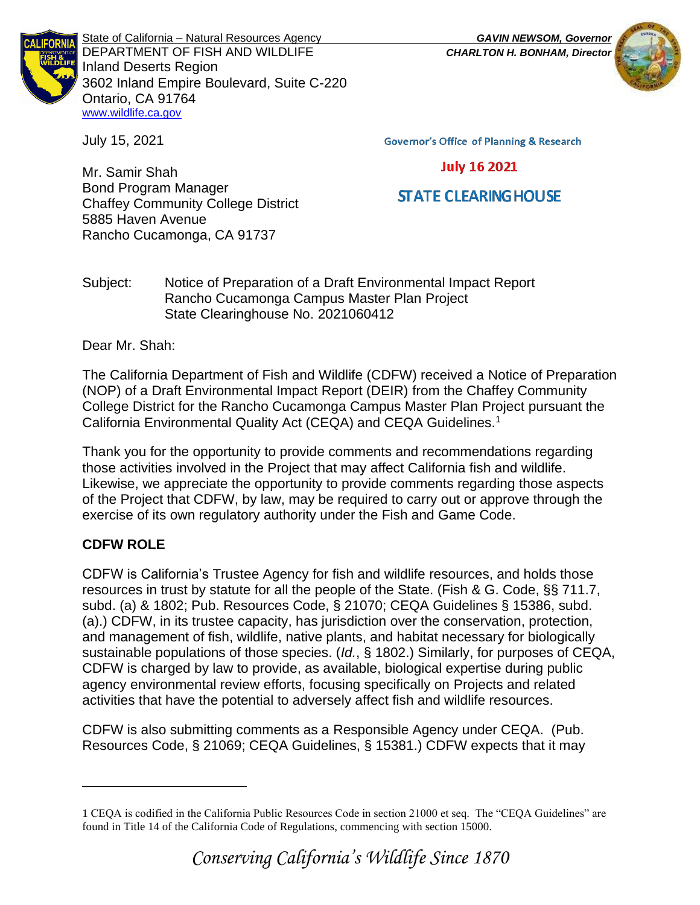State of California – Natural Resources Agency
DEPARTMENT OF FISH AND WILDLIFE
Inland Deserts Region
3602 Inland Empire Boulevard, Suite C-220
Ontario, CA 91764
www.wildlife.ca.gov

***GAVIN NEWSOM, Governor***
***CHARLTON H. BONHAM, Director***

July 15, 2021

Governor's Office of Planning & Research

July 16 2021

STATE CLEARINGHOUSE

Mr. Samir Shah
Bond Program Manager
Chaffey Community College District
5885 Haven Avenue
Rancho Cucamonga, CA 91737

Subject: Notice of Preparation of a Draft Environmental Impact Report
Rancho Cucamonga Campus Master Plan Project
State Clearinghouse No. 2021060412

Dear Mr. Shah:

The California Department of Fish and Wildlife (CDFW) received a Notice of Preparation (NOP) of a Draft Environmental Impact Report (DEIR) from the Chaffey Community College District for the Rancho Cucamonga Campus Master Plan Project pursuant the California Environmental Quality Act (CEQA) and CEQA Guidelines.[1]

Thank you for the opportunity to provide comments and recommendations regarding those activities involved in the Project that may affect California fish and wildlife. Likewise, we appreciate the opportunity to provide comments regarding those aspects of the Project that CDFW, by law, may be required to carry out or approve through the exercise of its own regulatory authority under the Fish and Game Code.

**CDFW ROLE**

CDFW is California's Trustee Agency for fish and wildlife resources, and holds those resources in trust by statute for all the people of the State. (Fish & G. Code, §§ 711.7, subd. (a) & 1802; Pub. Resources Code, § 21070; CEQA Guidelines § 15386, subd. (a).) CDFW, in its trustee capacity, has jurisdiction over the conservation, protection, and management of fish, wildlife, native plants, and habitat necessary for biologically sustainable populations of those species. (*Id.*, § 1802.) Similarly, for purposes of CEQA, CDFW is charged by law to provide, as available, biological expertise during public agency environmental review efforts, focusing specifically on Projects and related activities that have the potential to adversely affect fish and wildlife resources.

CDFW is also submitting comments as a Responsible Agency under CEQA. (Pub. Resources Code, § 21069; CEQA Guidelines, § 15381.) CDFW expects that it may

---

1 CEQA is codified in the California Public Resources Code in section 21000 et seq. The "CEQA Guidelines" are found in Title 14 of the California Code of Regulations, commencing with section 15000.

*Conserving California's Wildlife Since 1870*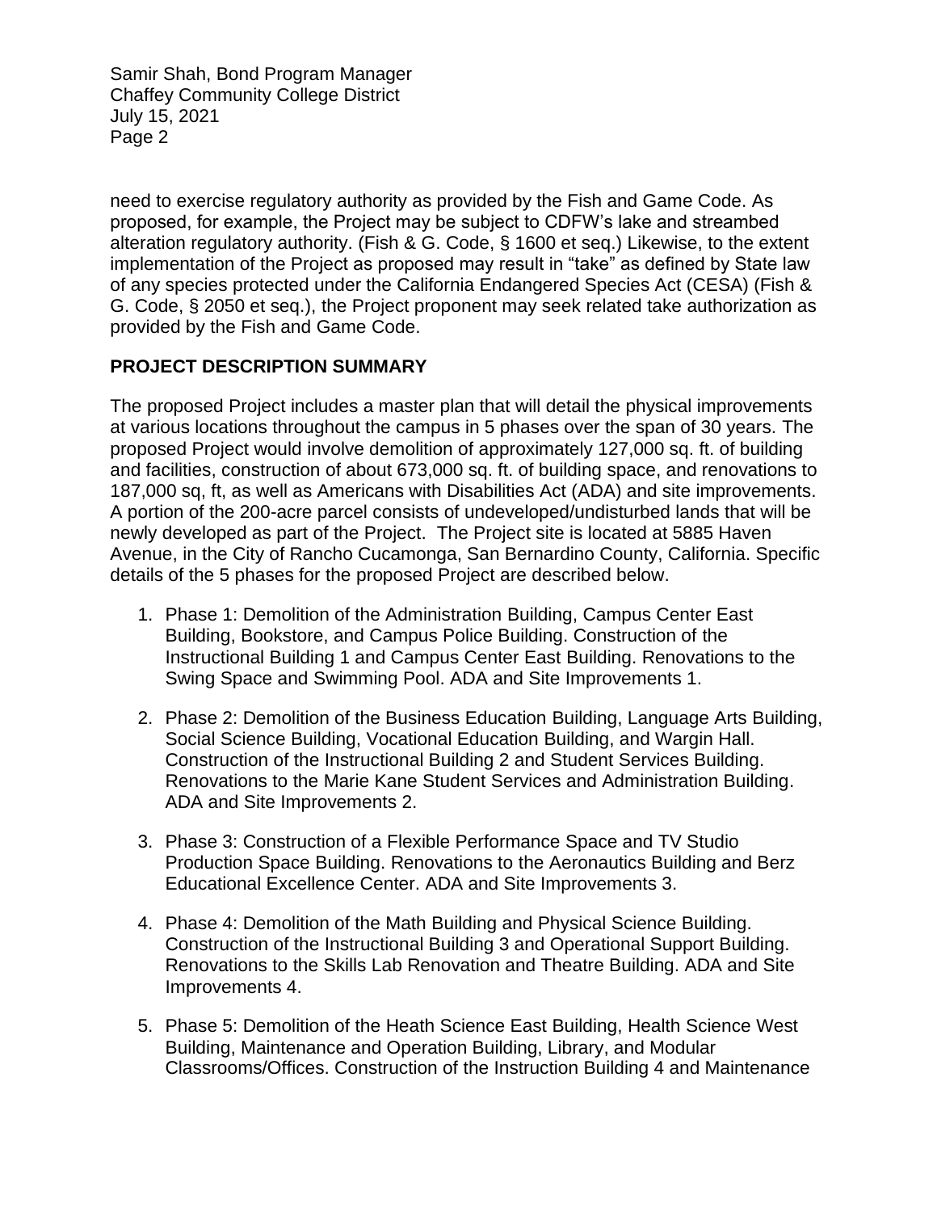need to exercise regulatory authority as provided by the Fish and Game Code. As proposed, for example, the Project may be subject to CDFW's lake and streambed alteration regulatory authority. (Fish & G. Code, § 1600 et seq.) Likewise, to the extent implementation of the Project as proposed may result in "take" as defined by State law of any species protected under the California Endangered Species Act (CESA) (Fish & G. Code, § 2050 et seq.), the Project proponent may seek related take authorization as provided by the Fish and Game Code.

## PROJECT DESCRIPTION SUMMARY

The proposed Project includes a master plan that will detail the physical improvements at various locations throughout the campus in 5 phases over the span of 30 years. The proposed Project would involve demolition of approximately 127,000 sq. ft. of building and facilities, construction of about 673,000 sq. ft. of building space, and renovations to 187,000 sq, ft, as well as Americans with Disabilities Act (ADA) and site improvements. A portion of the 200-acre parcel consists of undeveloped/undisturbed lands that will be newly developed as part of the Project. The Project site is located at 5885 Haven Avenue, in the City of Rancho Cucamonga, San Bernardino County, California. Specific details of the 5 phases for the proposed Project are described below.

1. Phase 1: Demolition of the Administration Building, Campus Center East Building, Bookstore, and Campus Police Building. Construction of the Instructional Building 1 and Campus Center East Building. Renovations to the Swing Space and Swimming Pool. ADA and Site Improvements 1.

2. Phase 2: Demolition of the Business Education Building, Language Arts Building, Social Science Building, Vocational Education Building, and Wargin Hall. Construction of the Instructional Building 2 and Student Services Building. Renovations to the Marie Kane Student Services and Administration Building. ADA and Site Improvements 2.

3. Phase 3: Construction of a Flexible Performance Space and TV Studio Production Space Building. Renovations to the Aeronautics Building and Berz Educational Excellence Center. ADA and Site Improvements 3.

4. Phase 4: Demolition of the Math Building and Physical Science Building. Construction of the Instructional Building 3 and Operational Support Building. Renovations to the Skills Lab Renovation and Theatre Building. ADA and Site Improvements 4.

5. Phase 5: Demolition of the Heath Science East Building, Health Science West Building, Maintenance and Operation Building, Library, and Modular Classrooms/Offices. Construction of the Instruction Building 4 and Maintenance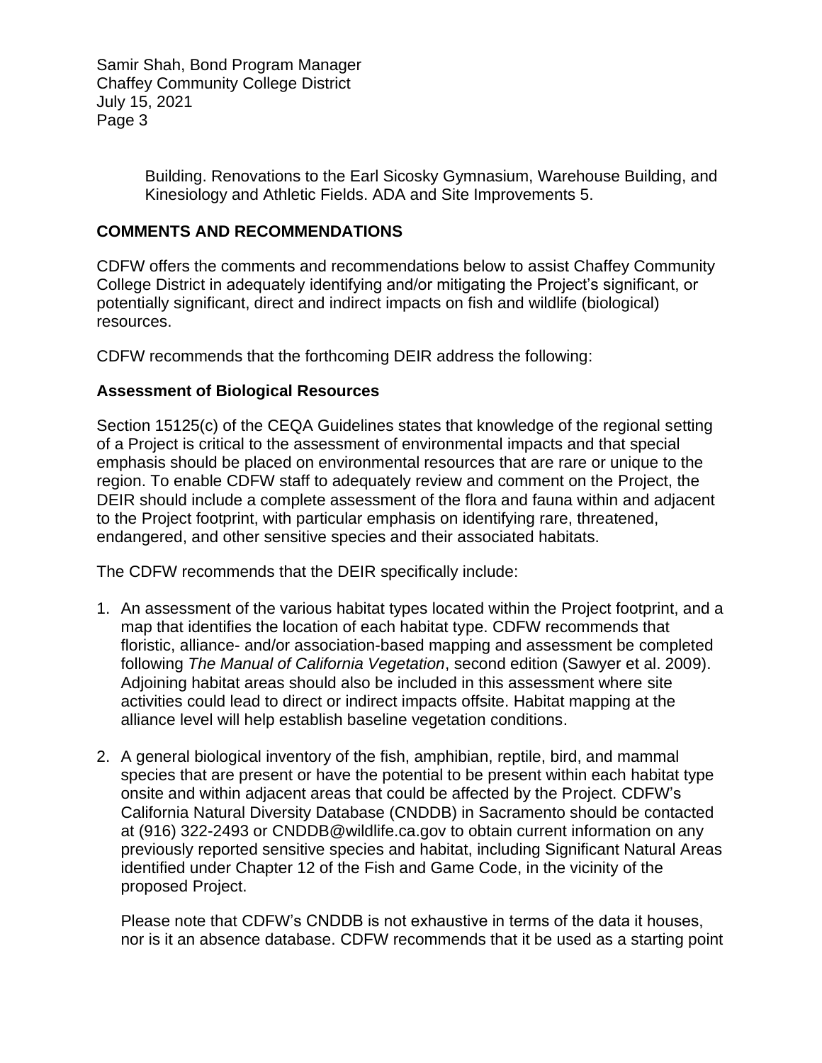Building. Renovations to the Earl Sicosky Gymnasium, Warehouse Building, and Kinesiology and Athletic Fields. ADA and Site Improvements 5.

## COMMENTS AND RECOMMENDATIONS

CDFW offers the comments and recommendations below to assist Chaffey Community College District in adequately identifying and/or mitigating the Project's significant, or potentially significant, direct and indirect impacts on fish and wildlife (biological) resources.

CDFW recommends that the forthcoming DEIR address the following:

### Assessment of Biological Resources

Section 15125(c) of the CEQA Guidelines states that knowledge of the regional setting of a Project is critical to the assessment of environmental impacts and that special emphasis should be placed on environmental resources that are rare or unique to the region. To enable CDFW staff to adequately review and comment on the Project, the DEIR should include a complete assessment of the flora and fauna within and adjacent to the Project footprint, with particular emphasis on identifying rare, threatened, endangered, and other sensitive species and their associated habitats.

The CDFW recommends that the DEIR specifically include:

1. An assessment of the various habitat types located within the Project footprint, and a map that identifies the location of each habitat type. CDFW recommends that floristic, alliance- and/or association-based mapping and assessment be completed following *The Manual of California Vegetation*, second edition (Sawyer et al. 2009). Adjoining habitat areas should also be included in this assessment where site activities could lead to direct or indirect impacts offsite. Habitat mapping at the alliance level will help establish baseline vegetation conditions.

2. A general biological inventory of the fish, amphibian, reptile, bird, and mammal species that are present or have the potential to be present within each habitat type onsite and within adjacent areas that could be affected by the Project. CDFW's California Natural Diversity Database (CNDDB) in Sacramento should be contacted at (916) 322-2493 or CNDDB@wildlife.ca.gov to obtain current information on any previously reported sensitive species and habitat, including Significant Natural Areas identified under Chapter 12 of the Fish and Game Code, in the vicinity of the proposed Project.

   Please note that CDFW's CNDDB is not exhaustive in terms of the data it houses, nor is it an absence database. CDFW recommends that it be used as a starting point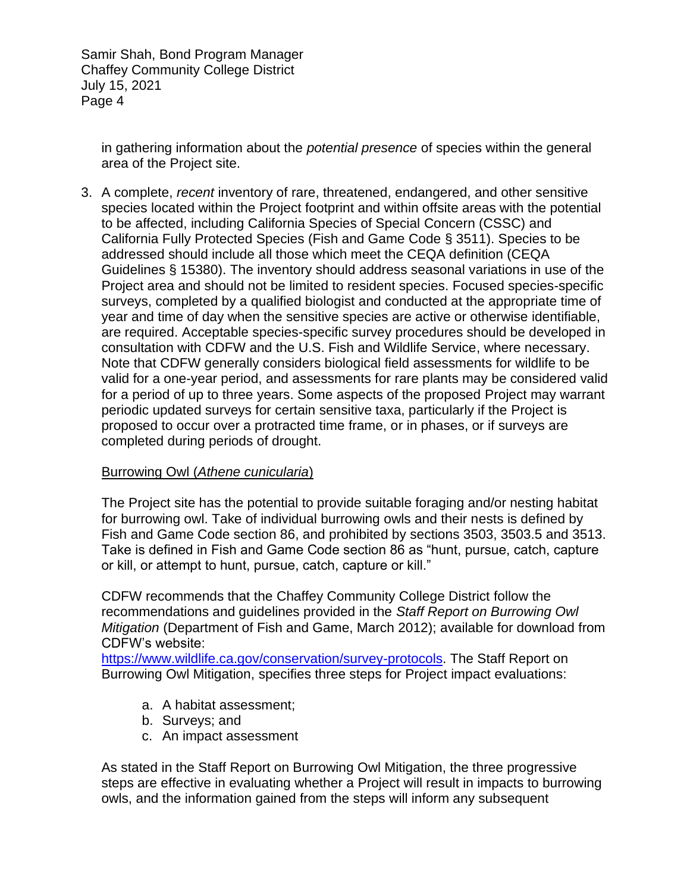in gathering information about the *potential presence* of species within the general area of the Project site.

3. A complete, *recent* inventory of rare, threatened, endangered, and other sensitive species located within the Project footprint and within offsite areas with the potential to be affected, including California Species of Special Concern (CSSC) and California Fully Protected Species (Fish and Game Code § 3511). Species to be addressed should include all those which meet the CEQA definition (CEQA Guidelines § 15380). The inventory should address seasonal variations in use of the Project area and should not be limited to resident species. Focused species-specific surveys, completed by a qualified biologist and conducted at the appropriate time of year and time of day when the sensitive species are active or otherwise identifiable, are required. Acceptable species-specific survey procedures should be developed in consultation with CDFW and the U.S. Fish and Wildlife Service, where necessary. Note that CDFW generally considers biological field assessments for wildlife to be valid for a one-year period, and assessments for rare plants may be considered valid for a period of up to three years. Some aspects of the proposed Project may warrant periodic updated surveys for certain sensitive taxa, particularly if the Project is proposed to occur over a protracted time frame, or in phases, or if surveys are completed during periods of drought.

   <u>Burrowing Owl (*Athene cunicularia*)</u>

   The Project site has the potential to provide suitable foraging and/or nesting habitat for burrowing owl. Take of individual burrowing owls and their nests is defined by Fish and Game Code section 86, and prohibited by sections 3503, 3503.5 and 3513. Take is defined in Fish and Game Code section 86 as "hunt, pursue, catch, capture or kill, or attempt to hunt, pursue, catch, capture or kill."

   CDFW recommends that the Chaffey Community College District follow the recommendations and guidelines provided in the *Staff Report on Burrowing Owl Mitigation* (Department of Fish and Game, March 2012); available for download from CDFW's website: [https://www.wildlife.ca.gov/conservation/survey-protocols](https://www.wildlife.ca.gov/conservation/survey-protocols). The Staff Report on Burrowing Owl Mitigation, specifies three steps for Project impact evaluations:

   a. A habitat assessment;
   b. Surveys; and
   c. An impact assessment

   As stated in the Staff Report on Burrowing Owl Mitigation, the three progressive steps are effective in evaluating whether a Project will result in impacts to burrowing owls, and the information gained from the steps will inform any subsequent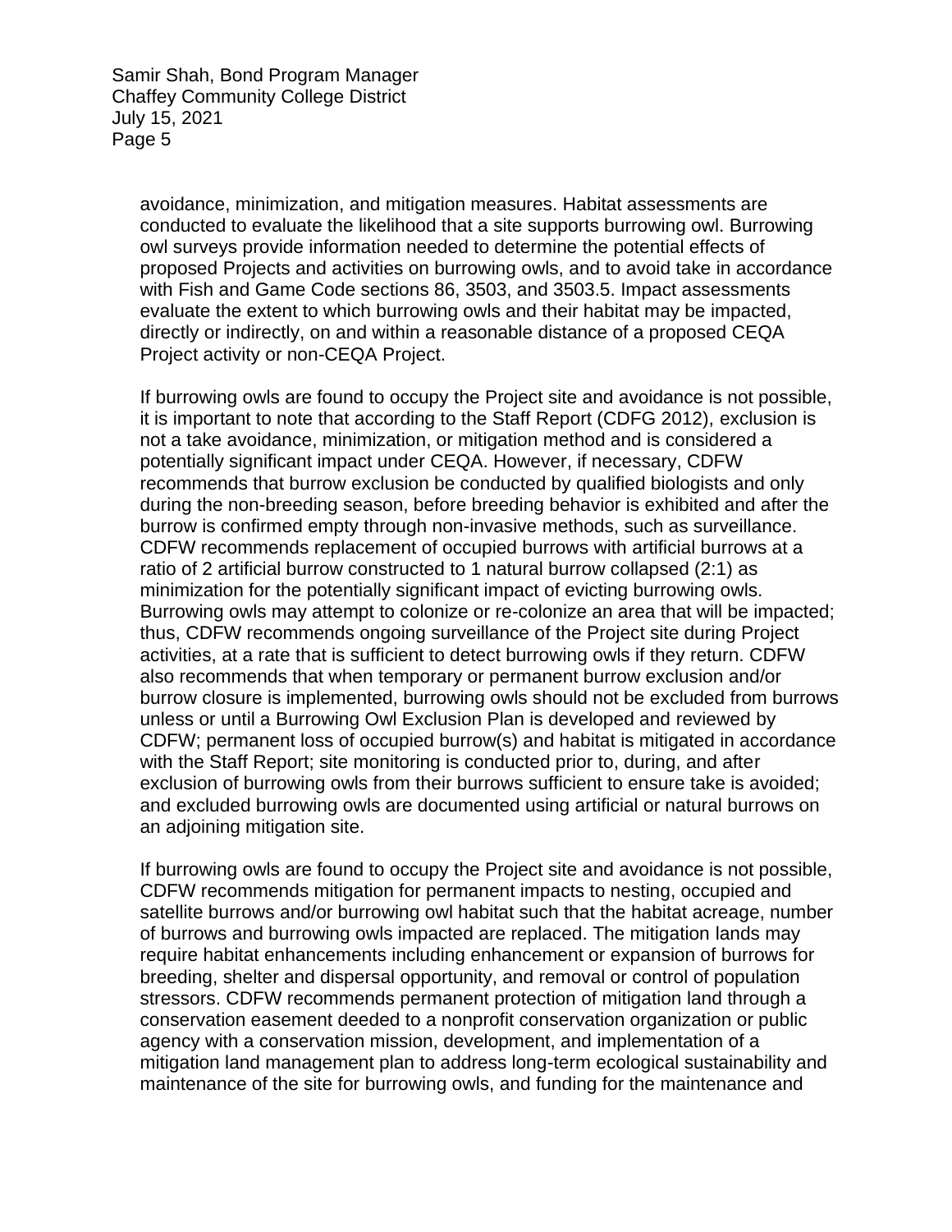avoidance, minimization, and mitigation measures. Habitat assessments are conducted to evaluate the likelihood that a site supports burrowing owl. Burrowing owl surveys provide information needed to determine the potential effects of proposed Projects and activities on burrowing owls, and to avoid take in accordance with Fish and Game Code sections 86, 3503, and 3503.5. Impact assessments evaluate the extent to which burrowing owls and their habitat may be impacted, directly or indirectly, on and within a reasonable distance of a proposed CEQA Project activity or non-CEQA Project.

If burrowing owls are found to occupy the Project site and avoidance is not possible, it is important to note that according to the Staff Report (CDFG 2012), exclusion is not a take avoidance, minimization, or mitigation method and is considered a potentially significant impact under CEQA. However, if necessary, CDFW recommends that burrow exclusion be conducted by qualified biologists and only during the non-breeding season, before breeding behavior is exhibited and after the burrow is confirmed empty through non-invasive methods, such as surveillance. CDFW recommends replacement of occupied burrows with artificial burrows at a ratio of 2 artificial burrow constructed to 1 natural burrow collapsed (2:1) as minimization for the potentially significant impact of evicting burrowing owls. Burrowing owls may attempt to colonize or re-colonize an area that will be impacted; thus, CDFW recommends ongoing surveillance of the Project site during Project activities, at a rate that is sufficient to detect burrowing owls if they return. CDFW also recommends that when temporary or permanent burrow exclusion and/or burrow closure is implemented, burrowing owls should not be excluded from burrows unless or until a Burrowing Owl Exclusion Plan is developed and reviewed by CDFW; permanent loss of occupied burrow(s) and habitat is mitigated in accordance with the Staff Report; site monitoring is conducted prior to, during, and after exclusion of burrowing owls from their burrows sufficient to ensure take is avoided; and excluded burrowing owls are documented using artificial or natural burrows on an adjoining mitigation site.

If burrowing owls are found to occupy the Project site and avoidance is not possible, CDFW recommends mitigation for permanent impacts to nesting, occupied and satellite burrows and/or burrowing owl habitat such that the habitat acreage, number of burrows and burrowing owls impacted are replaced. The mitigation lands may require habitat enhancements including enhancement or expansion of burrows for breeding, shelter and dispersal opportunity, and removal or control of population stressors. CDFW recommends permanent protection of mitigation land through a conservation easement deeded to a nonprofit conservation organization or public agency with a conservation mission, development, and implementation of a mitigation land management plan to address long-term ecological sustainability and maintenance of the site for burrowing owls, and funding for the maintenance and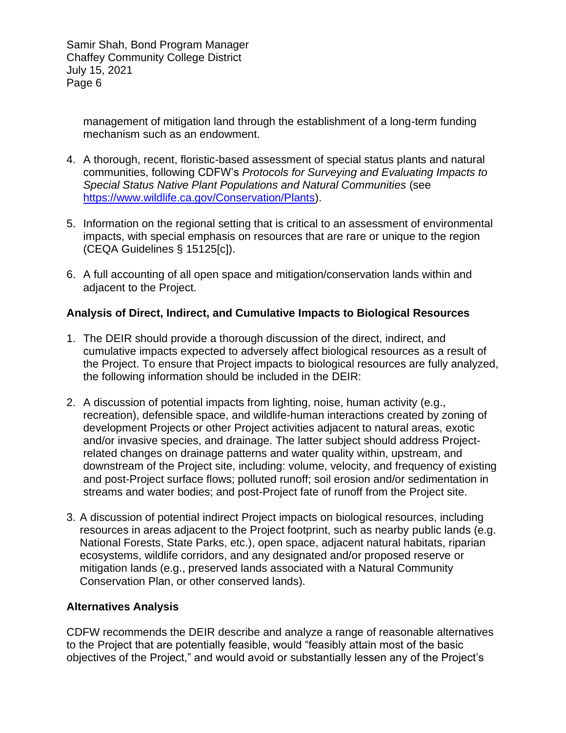management of mitigation land through the establishment of a long-term funding mechanism such as an endowment.

4. A thorough, recent, floristic-based assessment of special status plants and natural communities, following CDFW's *Protocols for Surveying and Evaluating Impacts to Special Status Native Plant Populations and Natural Communities* (see https://www.wildlife.ca.gov/Conservation/Plants).

5. Information on the regional setting that is critical to an assessment of environmental impacts, with special emphasis on resources that are rare or unique to the region (CEQA Guidelines § 15125[c]).

6. A full accounting of all open space and mitigation/conservation lands within and adjacent to the Project.

**Analysis of Direct, Indirect, and Cumulative Impacts to Biological Resources**

1. The DEIR should provide a thorough discussion of the direct, indirect, and cumulative impacts expected to adversely affect biological resources as a result of the Project. To ensure that Project impacts to biological resources are fully analyzed, the following information should be included in the DEIR:

2. A discussion of potential impacts from lighting, noise, human activity (e.g., recreation), defensible space, and wildlife-human interactions created by zoning of development Projects or other Project activities adjacent to natural areas, exotic and/or invasive species, and drainage. The latter subject should address Project-related changes on drainage patterns and water quality within, upstream, and downstream of the Project site, including: volume, velocity, and frequency of existing and post-Project surface flows; polluted runoff; soil erosion and/or sedimentation in streams and water bodies; and post-Project fate of runoff from the Project site.

3. A discussion of potential indirect Project impacts on biological resources, including resources in areas adjacent to the Project footprint, such as nearby public lands (e.g. National Forests, State Parks, etc.), open space, adjacent natural habitats, riparian ecosystems, wildlife corridors, and any designated and/or proposed reserve or mitigation lands (e.g., preserved lands associated with a Natural Community Conservation Plan, or other conserved lands).

**Alternatives Analysis**

CDFW recommends the DEIR describe and analyze a range of reasonable alternatives to the Project that are potentially feasible, would "feasibly attain most of the basic objectives of the Project," and would avoid or substantially lessen any of the Project's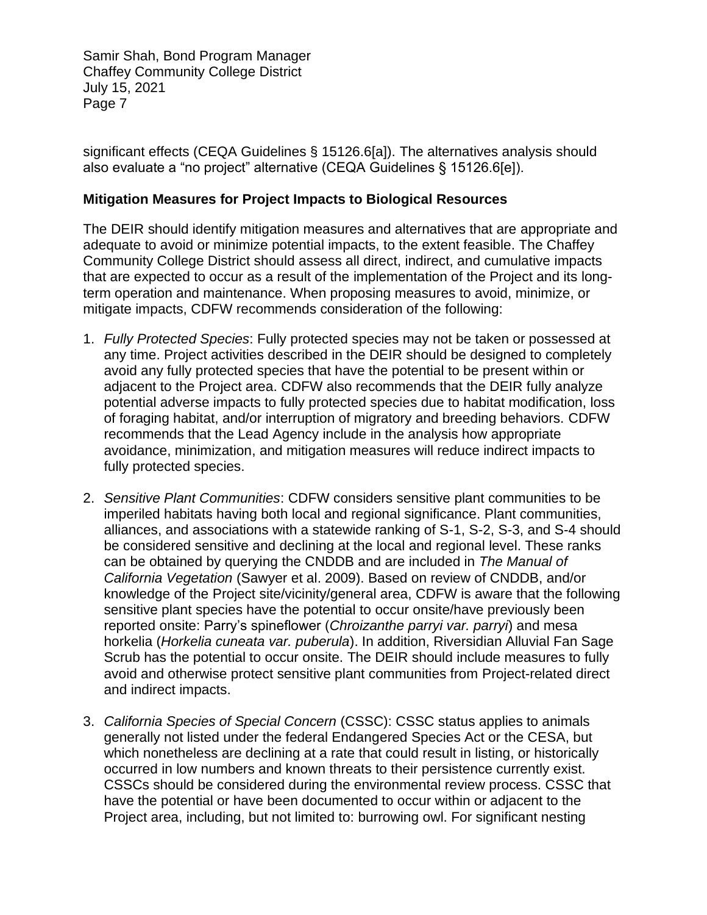significant effects (CEQA Guidelines § 15126.6[a]). The alternatives analysis should also evaluate a "no project" alternative (CEQA Guidelines § 15126.6[e]).

**Mitigation Measures for Project Impacts to Biological Resources**

The DEIR should identify mitigation measures and alternatives that are appropriate and adequate to avoid or minimize potential impacts, to the extent feasible. The Chaffey Community College District should assess all direct, indirect, and cumulative impacts that are expected to occur as a result of the implementation of the Project and its long-term operation and maintenance. When proposing measures to avoid, minimize, or mitigate impacts, CDFW recommends consideration of the following:

1. *Fully Protected Species*: Fully protected species may not be taken or possessed at any time. Project activities described in the DEIR should be designed to completely avoid any fully protected species that have the potential to be present within or adjacent to the Project area. CDFW also recommends that the DEIR fully analyze potential adverse impacts to fully protected species due to habitat modification, loss of foraging habitat, and/or interruption of migratory and breeding behaviors. CDFW recommends that the Lead Agency include in the analysis how appropriate avoidance, minimization, and mitigation measures will reduce indirect impacts to fully protected species.

2. *Sensitive Plant Communities*: CDFW considers sensitive plant communities to be imperiled habitats having both local and regional significance. Plant communities, alliances, and associations with a statewide ranking of S-1, S-2, S-3, and S-4 should be considered sensitive and declining at the local and regional level. These ranks can be obtained by querying the CNDDB and are included in *The Manual of California Vegetation* (Sawyer et al. 2009). Based on review of CNDDB, and/or knowledge of the Project site/vicinity/general area, CDFW is aware that the following sensitive plant species have the potential to occur onsite/have previously been reported onsite: Parry's spineflower (*Chroizanthe parryi var. parryi*) and mesa horkelia (*Horkelia cuneata var. puberula*). In addition, Riversidian Alluvial Fan Sage Scrub has the potential to occur onsite. The DEIR should include measures to fully avoid and otherwise protect sensitive plant communities from Project-related direct and indirect impacts.

3. *California Species of Special Concern* (CSSC): CSSC status applies to animals generally not listed under the federal Endangered Species Act or the CESA, but which nonetheless are declining at a rate that could result in listing, or historically occurred in low numbers and known threats to their persistence currently exist. CSSCs should be considered during the environmental review process. CSSC that have the potential or have been documented to occur within or adjacent to the Project area, including, but not limited to: burrowing owl. For significant nesting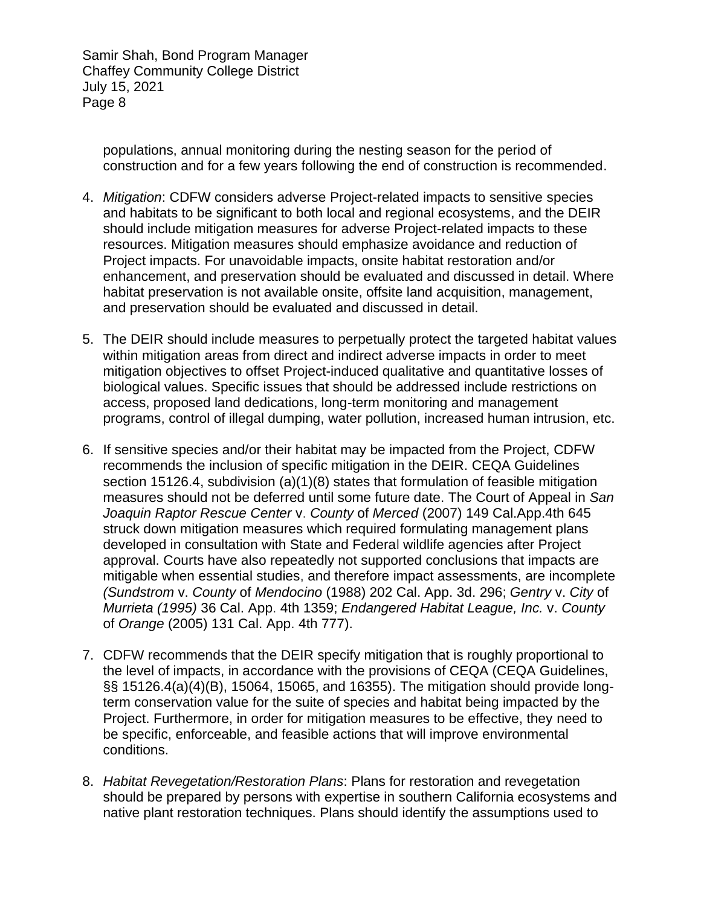populations, annual monitoring during the nesting season for the period of construction and for a few years following the end of construction is recommended.

4. *Mitigation*: CDFW considers adverse Project-related impacts to sensitive species and habitats to be significant to both local and regional ecosystems, and the DEIR should include mitigation measures for adverse Project-related impacts to these resources. Mitigation measures should emphasize avoidance and reduction of Project impacts. For unavoidable impacts, onsite habitat restoration and/or enhancement, and preservation should be evaluated and discussed in detail. Where habitat preservation is not available onsite, offsite land acquisition, management, and preservation should be evaluated and discussed in detail.

5. The DEIR should include measures to perpetually protect the targeted habitat values within mitigation areas from direct and indirect adverse impacts in order to meet mitigation objectives to offset Project-induced qualitative and quantitative losses of biological values. Specific issues that should be addressed include restrictions on access, proposed land dedications, long-term monitoring and management programs, control of illegal dumping, water pollution, increased human intrusion, etc.

6. If sensitive species and/or their habitat may be impacted from the Project, CDFW recommends the inclusion of specific mitigation in the DEIR. CEQA Guidelines section 15126.4, subdivision (a)(1)(8) states that formulation of feasible mitigation measures should not be deferred until some future date. The Court of Appeal in *San Joaquin Raptor Rescue Center* v. *County* of *Merced* (2007) 149 Cal.App.4th 645 struck down mitigation measures which required formulating management plans developed in consultation with State and Federal wildlife agencies after Project approval. Courts have also repeatedly not supported conclusions that impacts are mitigable when essential studies, and therefore impact assessments, are incomplete *(Sundstrom* v. *County* of *Mendocino* (1988) 202 Cal. App. 3d. 296; *Gentry* v. *City* of *Murrieta (1995)* 36 Cal. App. 4th 1359; *Endangered Habitat League, Inc.* v. *County* of *Orange* (2005) 131 Cal. App. 4th 777).

7. CDFW recommends that the DEIR specify mitigation that is roughly proportional to the level of impacts, in accordance with the provisions of CEQA (CEQA Guidelines, §§ 15126.4(a)(4)(B), 15064, 15065, and 16355). The mitigation should provide long-term conservation value for the suite of species and habitat being impacted by the Project. Furthermore, in order for mitigation measures to be effective, they need to be specific, enforceable, and feasible actions that will improve environmental conditions.

8. *Habitat Revegetation/Restoration Plans*: Plans for restoration and revegetation should be prepared by persons with expertise in southern California ecosystems and native plant restoration techniques. Plans should identify the assumptions used to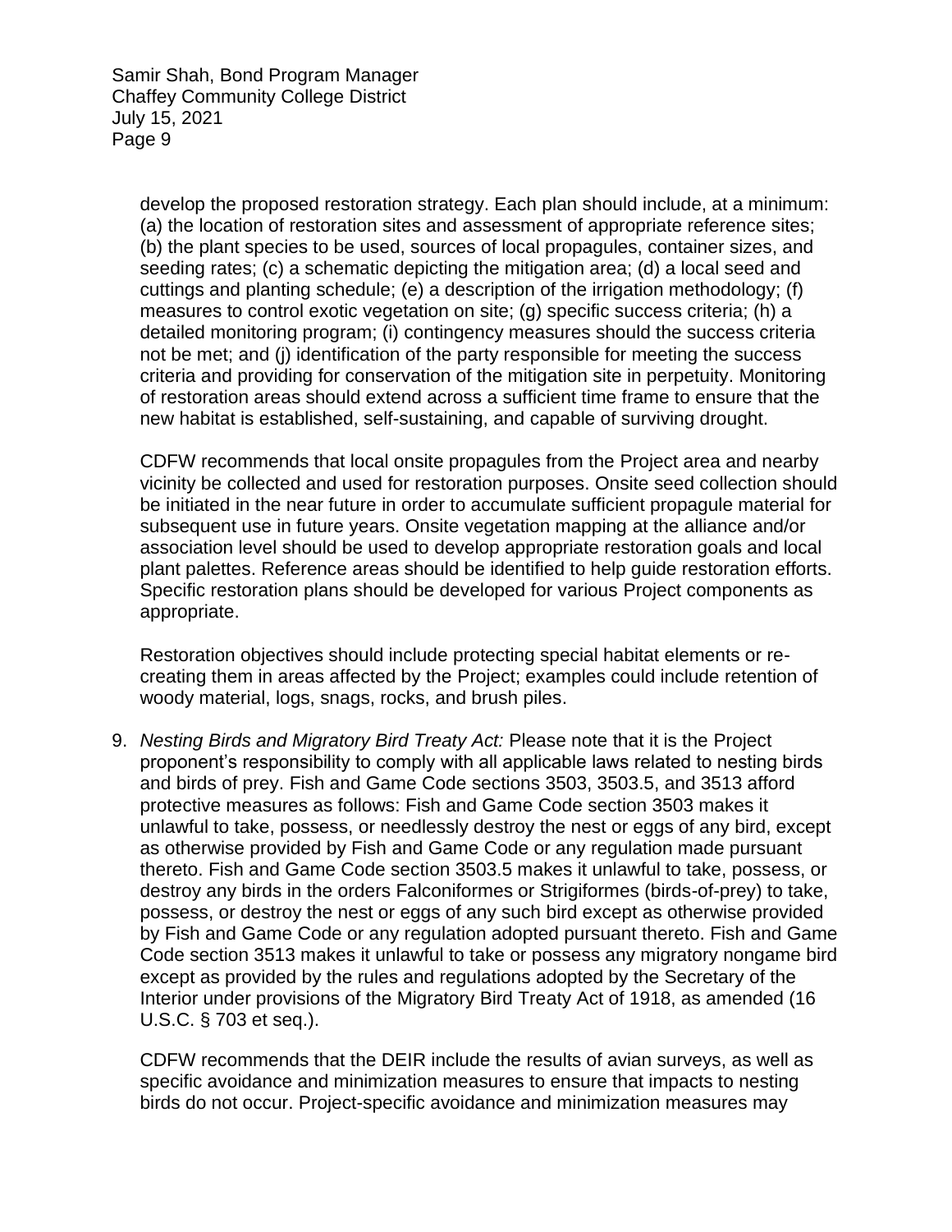develop the proposed restoration strategy. Each plan should include, at a minimum: (a) the location of restoration sites and assessment of appropriate reference sites; (b) the plant species to be used, sources of local propagules, container sizes, and seeding rates; (c) a schematic depicting the mitigation area; (d) a local seed and cuttings and planting schedule; (e) a description of the irrigation methodology; (f) measures to control exotic vegetation on site; (g) specific success criteria; (h) a detailed monitoring program; (i) contingency measures should the success criteria not be met; and (j) identification of the party responsible for meeting the success criteria and providing for conservation of the mitigation site in perpetuity. Monitoring of restoration areas should extend across a sufficient time frame to ensure that the new habitat is established, self-sustaining, and capable of surviving drought.

CDFW recommends that local onsite propagules from the Project area and nearby vicinity be collected and used for restoration purposes. Onsite seed collection should be initiated in the near future in order to accumulate sufficient propagule material for subsequent use in future years. Onsite vegetation mapping at the alliance and/or association level should be used to develop appropriate restoration goals and local plant palettes. Reference areas should be identified to help guide restoration efforts. Specific restoration plans should be developed for various Project components as appropriate.

Restoration objectives should include protecting special habitat elements or re-creating them in areas affected by the Project; examples could include retention of woody material, logs, snags, rocks, and brush piles.

9. *Nesting Birds and Migratory Bird Treaty Act:* Please note that it is the Project proponent's responsibility to comply with all applicable laws related to nesting birds and birds of prey. Fish and Game Code sections 3503, 3503.5, and 3513 afford protective measures as follows: Fish and Game Code section 3503 makes it unlawful to take, possess, or needlessly destroy the nest or eggs of any bird, except as otherwise provided by Fish and Game Code or any regulation made pursuant thereto. Fish and Game Code section 3503.5 makes it unlawful to take, possess, or destroy any birds in the orders Falconiformes or Strigiformes (birds-of-prey) to take, possess, or destroy the nest or eggs of any such bird except as otherwise provided by Fish and Game Code or any regulation adopted pursuant thereto. Fish and Game Code section 3513 makes it unlawful to take or possess any migratory nongame bird except as provided by the rules and regulations adopted by the Secretary of the Interior under provisions of the Migratory Bird Treaty Act of 1918, as amended (16 U.S.C. § 703 et seq.).

   CDFW recommends that the DEIR include the results of avian surveys, as well as specific avoidance and minimization measures to ensure that impacts to nesting birds do not occur. Project-specific avoidance and minimization measures may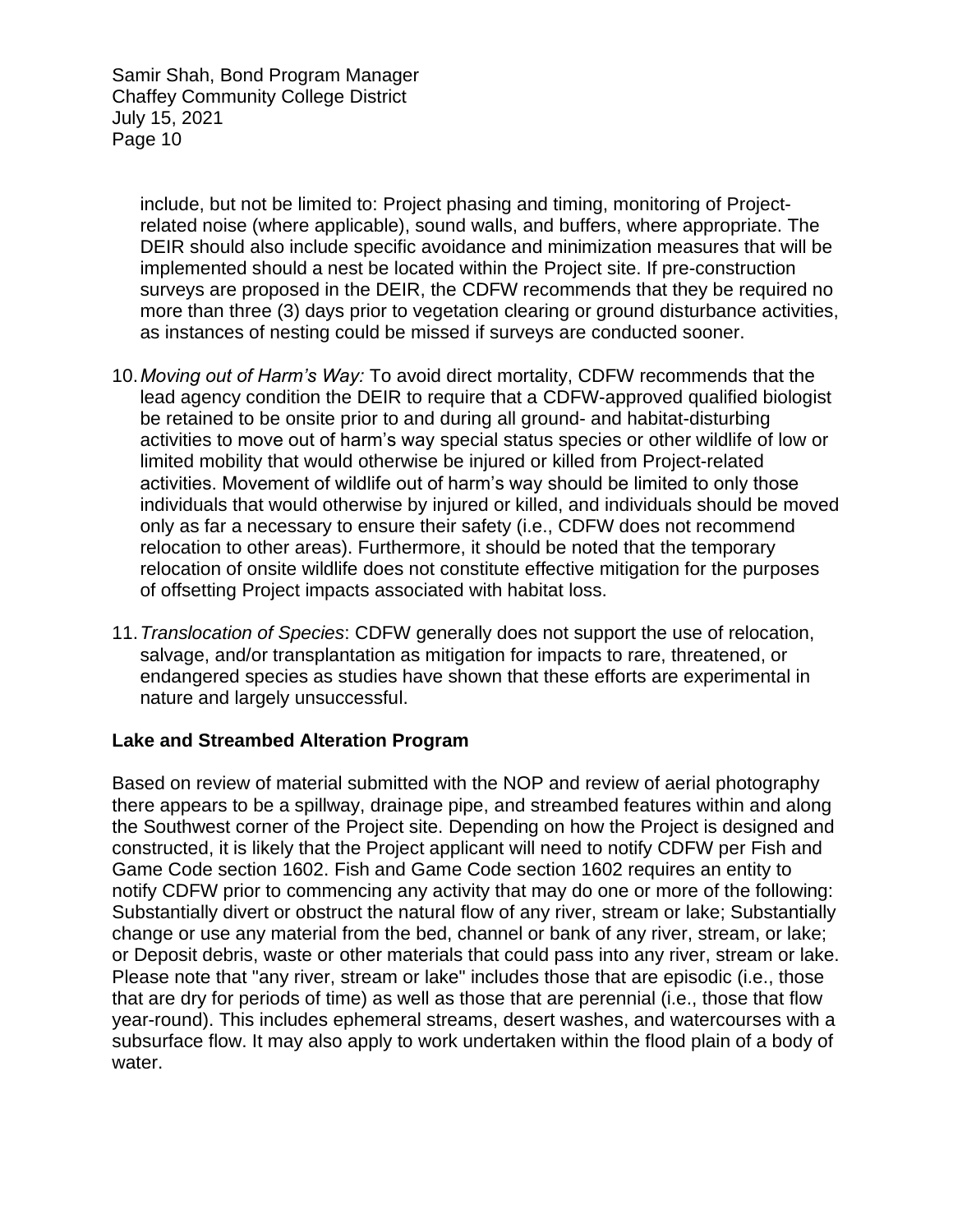include, but not be limited to: Project phasing and timing, monitoring of Project-related noise (where applicable), sound walls, and buffers, where appropriate. The DEIR should also include specific avoidance and minimization measures that will be implemented should a nest be located within the Project site. If pre-construction surveys are proposed in the DEIR, the CDFW recommends that they be required no more than three (3) days prior to vegetation clearing or ground disturbance activities, as instances of nesting could be missed if surveys are conducted sooner.

10. *Moving out of Harm's Way:* To avoid direct mortality, CDFW recommends that the lead agency condition the DEIR to require that a CDFW-approved qualified biologist be retained to be onsite prior to and during all ground- and habitat-disturbing activities to move out of harm's way special status species or other wildlife of low or limited mobility that would otherwise be injured or killed from Project-related activities. Movement of wildlife out of harm's way should be limited to only those individuals that would otherwise by injured or killed, and individuals should be moved only as far a necessary to ensure their safety (i.e., CDFW does not recommend relocation to other areas). Furthermore, it should be noted that the temporary relocation of onsite wildlife does not constitute effective mitigation for the purposes of offsetting Project impacts associated with habitat loss.

11. *Translocation of Species*: CDFW generally does not support the use of relocation, salvage, and/or transplantation as mitigation for impacts to rare, threatened, or endangered species as studies have shown that these efforts are experimental in nature and largely unsuccessful.

**Lake and Streambed Alteration Program**

Based on review of material submitted with the NOP and review of aerial photography there appears to be a spillway, drainage pipe, and streambed features within and along the Southwest corner of the Project site. Depending on how the Project is designed and constructed, it is likely that the Project applicant will need to notify CDFW per Fish and Game Code section 1602. Fish and Game Code section 1602 requires an entity to notify CDFW prior to commencing any activity that may do one or more of the following: Substantially divert or obstruct the natural flow of any river, stream or lake; Substantially change or use any material from the bed, channel or bank of any river, stream, or lake; or Deposit debris, waste or other materials that could pass into any river, stream or lake. Please note that "any river, stream or lake" includes those that are episodic (i.e., those that are dry for periods of time) as well as those that are perennial (i.e., those that flow year-round). This includes ephemeral streams, desert washes, and watercourses with a subsurface flow. It may also apply to work undertaken within the flood plain of a body of water.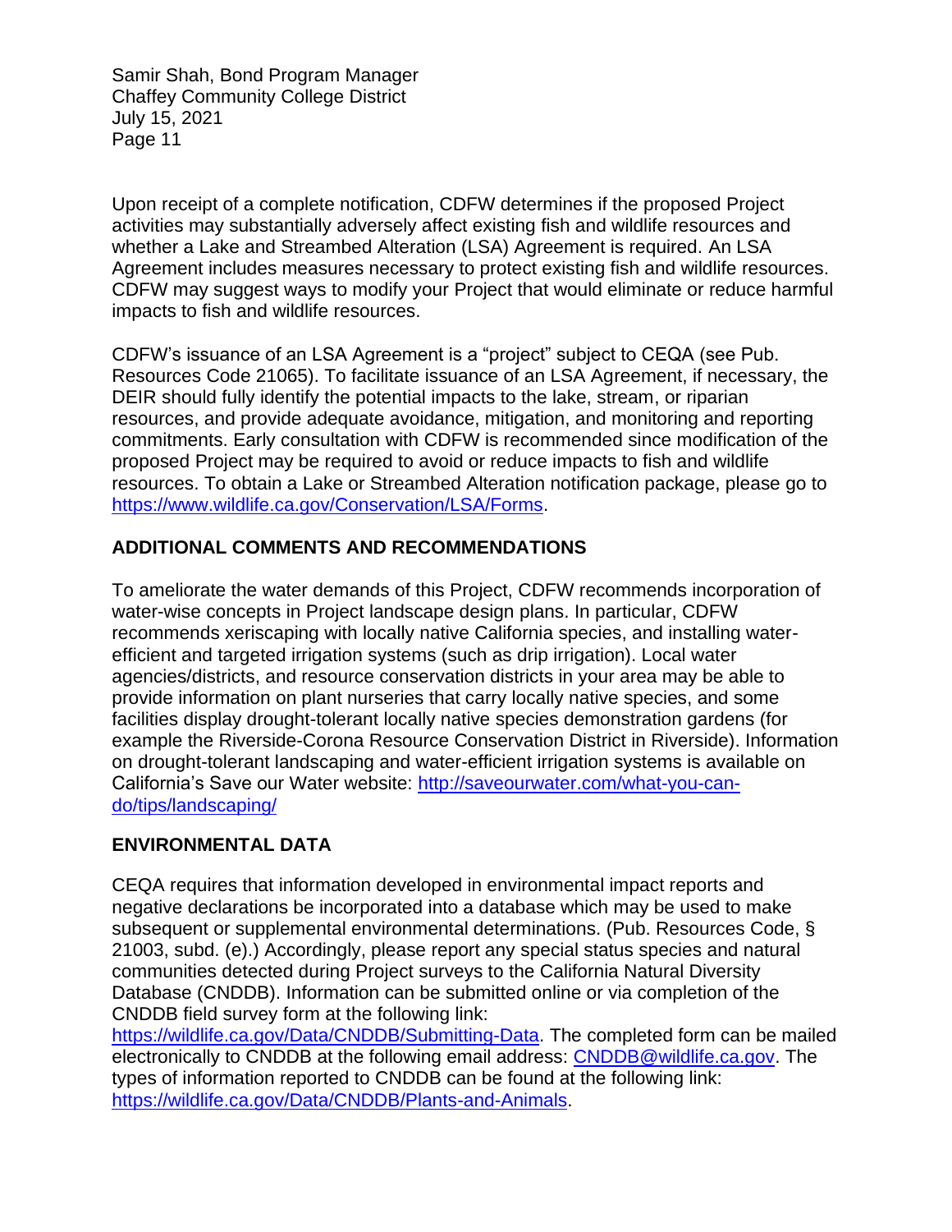Upon receipt of a complete notification, CDFW determines if the proposed Project activities may substantially adversely affect existing fish and wildlife resources and whether a Lake and Streambed Alteration (LSA) Agreement is required. An LSA Agreement includes measures necessary to protect existing fish and wildlife resources. CDFW may suggest ways to modify your Project that would eliminate or reduce harmful impacts to fish and wildlife resources.

CDFW's issuance of an LSA Agreement is a "project" subject to CEQA (see Pub. Resources Code 21065). To facilitate issuance of an LSA Agreement, if necessary, the DEIR should fully identify the potential impacts to the lake, stream, or riparian resources, and provide adequate avoidance, mitigation, and monitoring and reporting commitments. Early consultation with CDFW is recommended since modification of the proposed Project may be required to avoid or reduce impacts to fish and wildlife resources. To obtain a Lake or Streambed Alteration notification package, please go to https://www.wildlife.ca.gov/Conservation/LSA/Forms.

## ADDITIONAL COMMENTS AND RECOMMENDATIONS

To ameliorate the water demands of this Project, CDFW recommends incorporation of water-wise concepts in Project landscape design plans. In particular, CDFW recommends xeriscaping with locally native California species, and installing water-efficient and targeted irrigation systems (such as drip irrigation). Local water agencies/districts, and resource conservation districts in your area may be able to provide information on plant nurseries that carry locally native species, and some facilities display drought-tolerant locally native species demonstration gardens (for example the Riverside-Corona Resource Conservation District in Riverside). Information on drought-tolerant landscaping and water-efficient irrigation systems is available on California's Save our Water website: http://saveourwater.com/what-you-can-do/tips/landscaping/

## ENVIRONMENTAL DATA

CEQA requires that information developed in environmental impact reports and negative declarations be incorporated into a database which may be used to make subsequent or supplemental environmental determinations. (Pub. Resources Code, § 21003, subd. (e).) Accordingly, please report any special status species and natural communities detected during Project surveys to the California Natural Diversity Database (CNDDB). Information can be submitted online or via completion of the CNDDB field survey form at the following link: https://wildlife.ca.gov/Data/CNDDB/Submitting-Data. The completed form can be mailed electronically to CNDDB at the following email address: CNDDB@wildlife.ca.gov. The types of information reported to CNDDB can be found at the following link: https://wildlife.ca.gov/Data/CNDDB/Plants-and-Animals.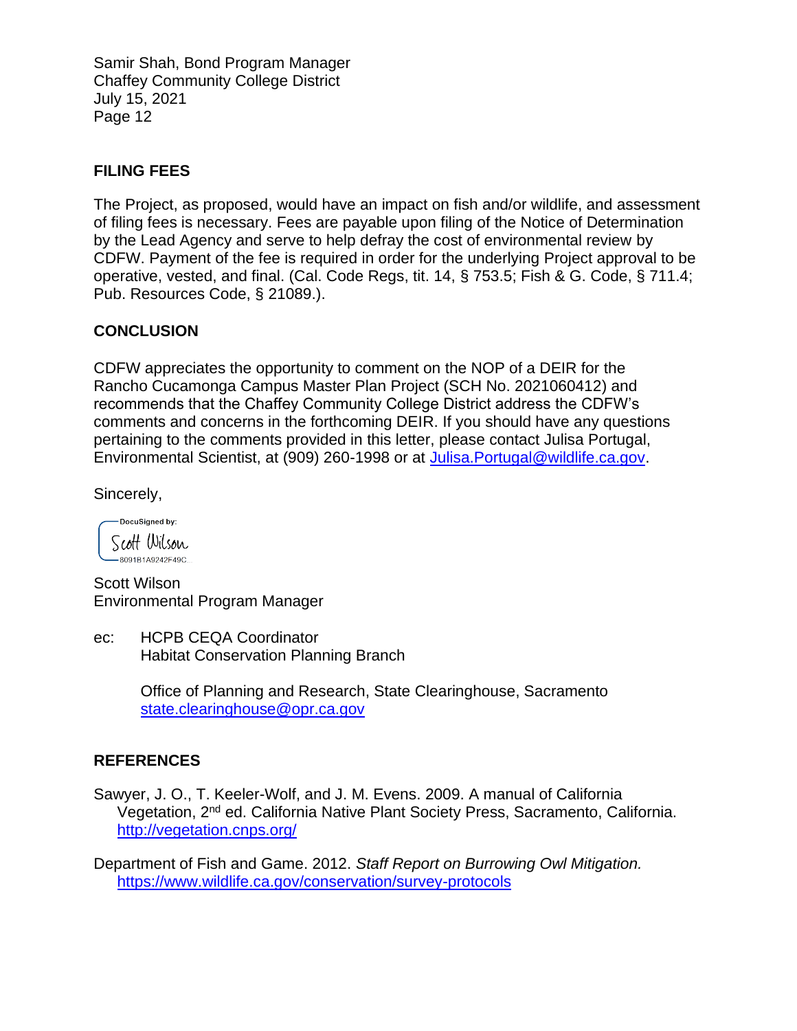## FILING FEES

The Project, as proposed, would have an impact on fish and/or wildlife, and assessment of filing fees is necessary. Fees are payable upon filing of the Notice of Determination by the Lead Agency and serve to help defray the cost of environmental review by CDFW. Payment of the fee is required in order for the underlying Project approval to be operative, vested, and final. (Cal. Code Regs, tit. 14, § 753.5; Fish & G. Code, § 711.4; Pub. Resources Code, § 21089.).

## CONCLUSION

CDFW appreciates the opportunity to comment on the NOP of a DEIR for the Rancho Cucamonga Campus Master Plan Project (SCH No. 2021060412) and recommends that the Chaffey Community College District address the CDFW's comments and concerns in the forthcoming DEIR. If you should have any questions pertaining to the comments provided in this letter, please contact Julisa Portugal, Environmental Scientist, at (909) 260-1998 or at Julisa.Portugal@wildlife.ca.gov.

Sincerely,

DocuSigned by:
Scott Wilson
8091B1A9242F49C

Scott Wilson
Environmental Program Manager

ec: HCPB CEQA Coordinator
Habitat Conservation Planning Branch

Office of Planning and Research, State Clearinghouse, Sacramento
state.clearinghouse@opr.ca.gov

## REFERENCES

Sawyer, J. O., T. Keeler-Wolf, and J. M. Evens. 2009. A manual of California Vegetation, 2nd ed. California Native Plant Society Press, Sacramento, California. http://vegetation.cnps.org/

Department of Fish and Game. 2012. *Staff Report on Burrowing Owl Mitigation.* https://www.wildlife.ca.gov/conservation/survey-protocols